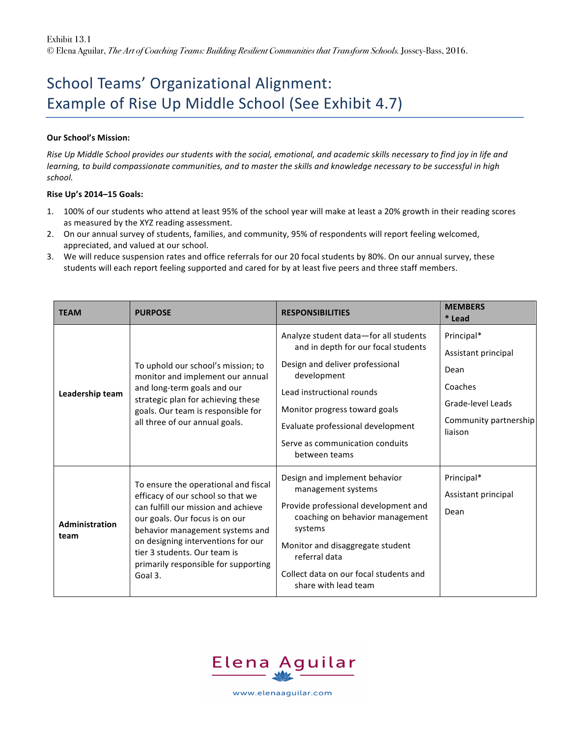Exhibit 13.1
© Elena Aguilar, *The Art of Coaching Teams: Building Resilient Communities that Transform Schools.* Jossey-Bass, 2016.

# School Teams' Organizational Alignment: Example of Rise Up Middle School (See Exhibit 4.7)

**Our School's Mission:**

*Rise Up Middle School provides our students with the social, emotional, and academic skills necessary to find joy in life and learning, to build compassionate communities, and to master the skills and knowledge necessary to be successful in high school.*

**Rise Up's 2014–15 Goals:**

1. 100% of our students who attend at least 95% of the school year will make at least a 20% growth in their reading scores as measured by the XYZ reading assessment.
2. On our annual survey of students, families, and community, 95% of respondents will report feeling welcomed, appreciated, and valued at our school.
3. We will reduce suspension rates and office referrals for our 20 focal students by 80%. On our annual survey, these students will each report feeling supported and cared for by at least five peers and three staff members.

| TEAM | PURPOSE | RESPONSIBILITIES | MEMBERS<br>* Lead |
|---|---|---|---|
| **Leadership team** | To uphold our school's mission; to monitor and implement our annual and long-term goals and our strategic plan for achieving these goals. Our team is responsible for all three of our annual goals. | Analyze student data—for all students and in depth for our focal students<br>Design and deliver professional development<br>Lead instructional rounds<br>Monitor progress toward goals<br>Evaluate professional development<br>Serve as communication conduits between teams | Principal*<br>Assistant principal<br>Dean<br>Coaches<br>Grade-level Leads<br>Community partnership liaison |
| **Administration team** | To ensure the operational and fiscal efficacy of our school so that we can fulfill our mission and achieve our goals. Our focus is on our behavior management systems and on designing interventions for our tier 3 students. Our team is primarily responsible for supporting Goal 3. | Design and implement behavior management systems<br>Provide professional development and coaching on behavior management systems<br>Monitor and disaggregate student referral data<br>Collect data on our focal students and share with lead team | Principal*<br>Assistant principal<br>Dean |

Elena Aguilar
www.elenaaguilar.com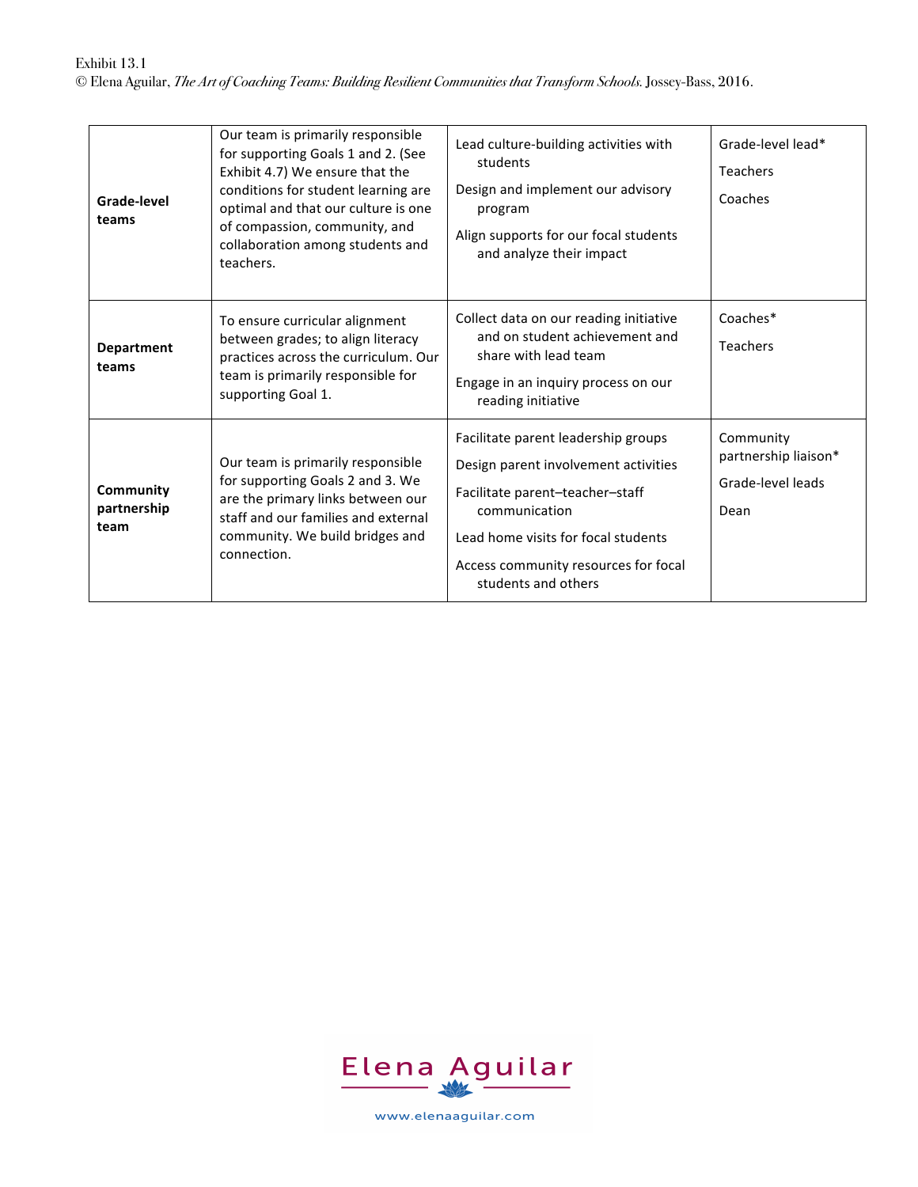| | | | |
|---|---|---|---|
| **Grade-level teams** | Our team is primarily responsible for supporting Goals 1 and 2. (See Exhibit 4.7) We ensure that the conditions for student learning are optimal and that our culture is one of compassion, community, and collaboration among students and teachers. | Lead culture-building activities with students<br>Design and implement our advisory program<br>Align supports for our focal students and analyze their impact | Grade-level lead*<br>Teachers<br>Coaches |
| **Department teams** | To ensure curricular alignment between grades; to align literacy practices across the curriculum. Our team is primarily responsible for supporting Goal 1. | Collect data on our reading initiative and on student achievement and share with lead team<br>Engage in an inquiry process on our reading initiative | Coaches*<br>Teachers |
| **Community partnership team** | Our team is primarily responsible for supporting Goals 2 and 3. We are the primary links between our staff and our families and external community. We build bridges and connection. | Facilitate parent leadership groups<br>Design parent involvement activities<br>Facilitate parent–teacher–staff communication<br>Lead home visits for focal students<br>Access community resources for focal students and others | Community partnership liaison*<br>Grade-level leads<br>Dean |